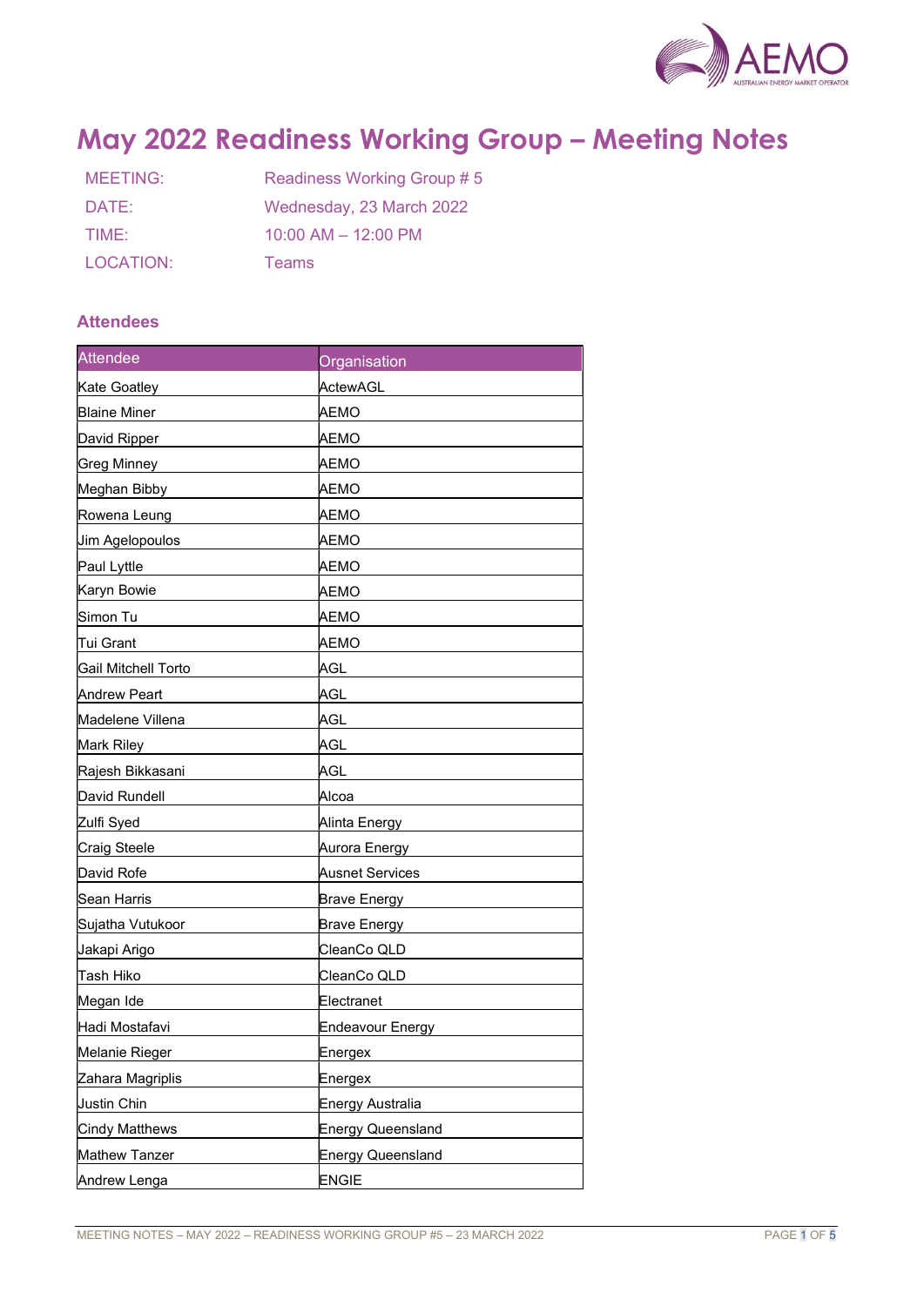# May 2022 Readiness Working Group – Meeting Notes

| | |
|---|---|
| MEETING: | Readiness Working Group # 5 |
| DATE: | Wednesday, 23 March 2022 |
| TIME: | 10:00 AM – 12:00 PM |
| LOCATION: | Teams |

## Attendees

| Attendee | Organisation |
|---|---|
| Kate Goatley | ActewAGL |
| Blaine Miner | AEMO |
| David Ripper | AEMO |
| Greg Minney | AEMO |
| Meghan Bibby | AEMO |
| Rowena Leung | AEMO |
| Jim Agelopoulos | AEMO |
| Paul Lyttle | AEMO |
| Karyn Bowie | AEMO |
| Simon Tu | AEMO |
| Tui Grant | AEMO |
| Gail Mitchell Torto | AGL |
| Andrew Peart | AGL |
| Madelene Villena | AGL |
| Mark Riley | AGL |
| Rajesh Bikkasani | AGL |
| David Rundell | Alcoa |
| Zulfi Syed | Alinta Energy |
| Craig Steele | Aurora Energy |
| David Rofe | Ausnet Services |
| Sean Harris | Brave Energy |
| Sujatha Vutukoor | Brave Energy |
| Jakapi Arigo | CleanCo QLD |
| Tash Hiko | CleanCo QLD |
| Megan Ide | Electranet |
| Hadi Mostafavi | Endeavour Energy |
| Melanie Rieger | Energex |
| Zahara Magriplis | Energex |
| Justin Chin | Energy Australia |
| Cindy Matthews | Energy Queensland |
| Mathew Tanzer | Energy Queensland |
| Andrew Lenga | ENGIE |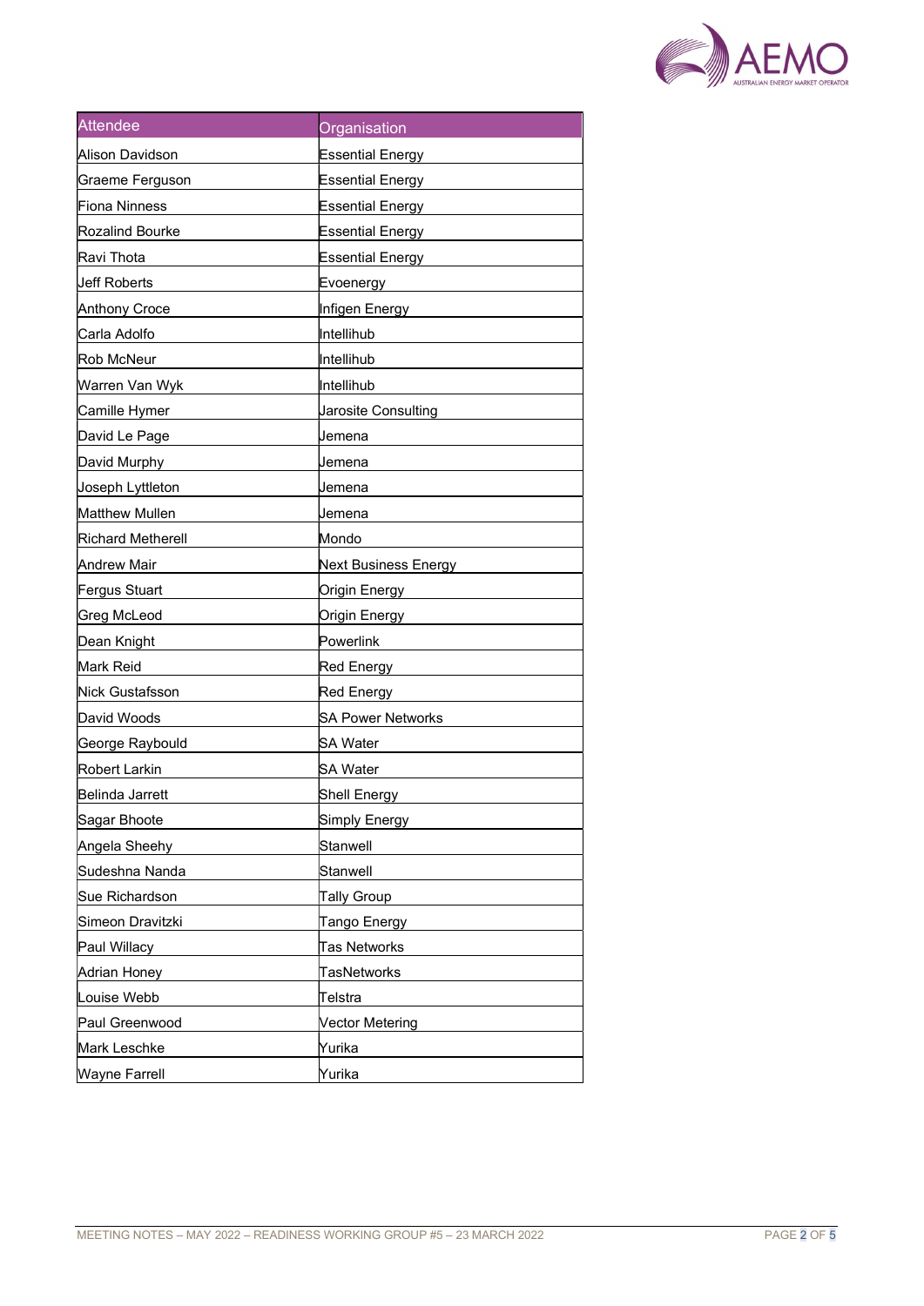| Attendee | Organisation |
| --- | --- |
| Alison Davidson | Essential Energy |
| Graeme Ferguson | Essential Energy |
| Fiona Ninness | Essential Energy |
| Rozalind Bourke | Essential Energy |
| Ravi Thota | Essential Energy |
| Jeff Roberts | Evoenergy |
| Anthony Croce | Infigen Energy |
| Carla Adolfo | Intellihub |
| Rob McNeur | Intellihub |
| Warren Van Wyk | Intellihub |
| Camille Hymer | Jarosite Consulting |
| David Le Page | Jemena |
| David Murphy | Jemena |
| Joseph Lyttleton | Jemena |
| Matthew Mullen | Jemena |
| Richard Metherell | Mondo |
| Andrew Mair | Next Business Energy |
| Fergus Stuart | Origin Energy |
| Greg McLeod | Origin Energy |
| Dean Knight | Powerlink |
| Mark Reid | Red Energy |
| Nick Gustafsson | Red Energy |
| David Woods | SA Power Networks |
| George Raybould | SA Water |
| Robert Larkin | SA Water |
| Belinda Jarrett | Shell Energy |
| Sagar Bhoote | Simply Energy |
| Angela Sheehy | Stanwell |
| Sudeshna Nanda | Stanwell |
| Sue Richardson | Tally Group |
| Simeon Dravitzki | Tango Energy |
| Paul Willacy | Tas Networks |
| Adrian Honey | TasNetworks |
| Louise Webb | Telstra |
| Paul Greenwood | Vector Metering |
| Mark Leschke | Yurika |
| Wayne Farrell | Yurika |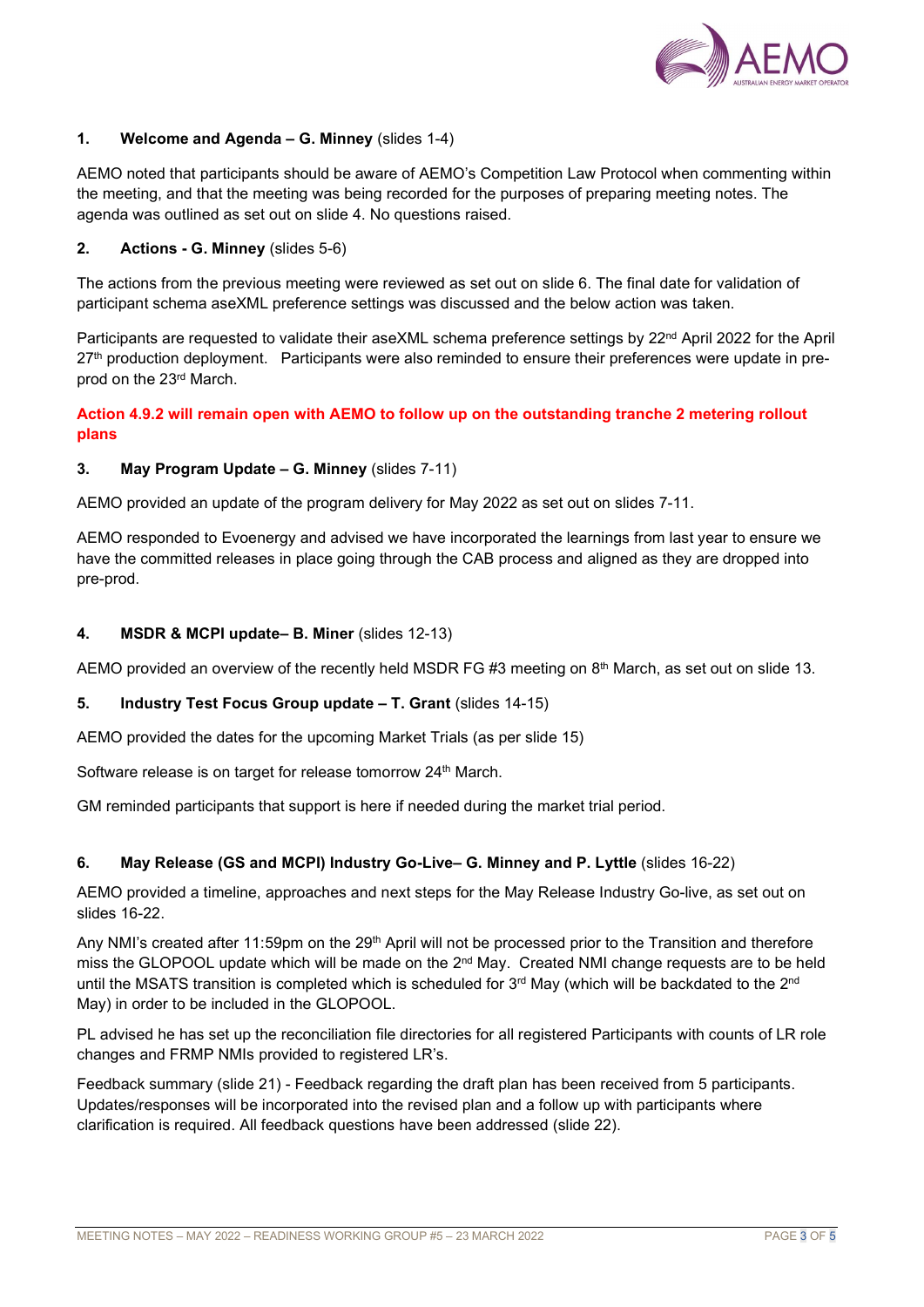### 1. Welcome and Agenda – G. Minney (slides 1-4)

AEMO noted that participants should be aware of AEMO's Competition Law Protocol when commenting within the meeting, and that the meeting was being recorded for the purposes of preparing meeting notes. The agenda was outlined as set out on slide 4. No questions raised.

### 2. Actions - G. Minney (slides 5-6)

The actions from the previous meeting were reviewed as set out on slide 6. The final date for validation of participant schema aseXML preference settings was discussed and the below action was taken.

Participants are requested to validate their aseXML schema preference settings by 22nd April 2022 for the April 27th production deployment. Participants were also reminded to ensure their preferences were update in pre-prod on the 23rd March.

**Action 4.9.2 will remain open with AEMO to follow up on the outstanding tranche 2 metering rollout plans**

### 3. May Program Update – G. Minney (slides 7-11)

AEMO provided an update of the program delivery for May 2022 as set out on slides 7-11.

AEMO responded to Evoenergy and advised we have incorporated the learnings from last year to ensure we have the committed releases in place going through the CAB process and aligned as they are dropped into pre-prod.

### 4. MSDR & MCPI update– B. Miner (slides 12-13)

AEMO provided an overview of the recently held MSDR FG #3 meeting on 8th March, as set out on slide 13.

### 5. Industry Test Focus Group update – T. Grant (slides 14-15)

AEMO provided the dates for the upcoming Market Trials (as per slide 15)

Software release is on target for release tomorrow 24th March.

GM reminded participants that support is here if needed during the market trial period.

### 6. May Release (GS and MCPI) Industry Go-Live– G. Minney and P. Lyttle (slides 16-22)

AEMO provided a timeline, approaches and next steps for the May Release Industry Go-live, as set out on slides 16-22.

Any NMI's created after 11:59pm on the 29th April will not be processed prior to the Transition and therefore miss the GLOPOOL update which will be made on the 2nd May. Created NMI change requests are to be held until the MSATS transition is completed which is scheduled for 3rd May (which will be backdated to the 2nd May) in order to be included in the GLOPOOL.

PL advised he has set up the reconciliation file directories for all registered Participants with counts of LR role changes and FRMP NMIs provided to registered LR's.

Feedback summary (slide 21) - Feedback regarding the draft plan has been received from 5 participants. Updates/responses will be incorporated into the revised plan and a follow up with participants where clarification is required. All feedback questions have been addressed (slide 22).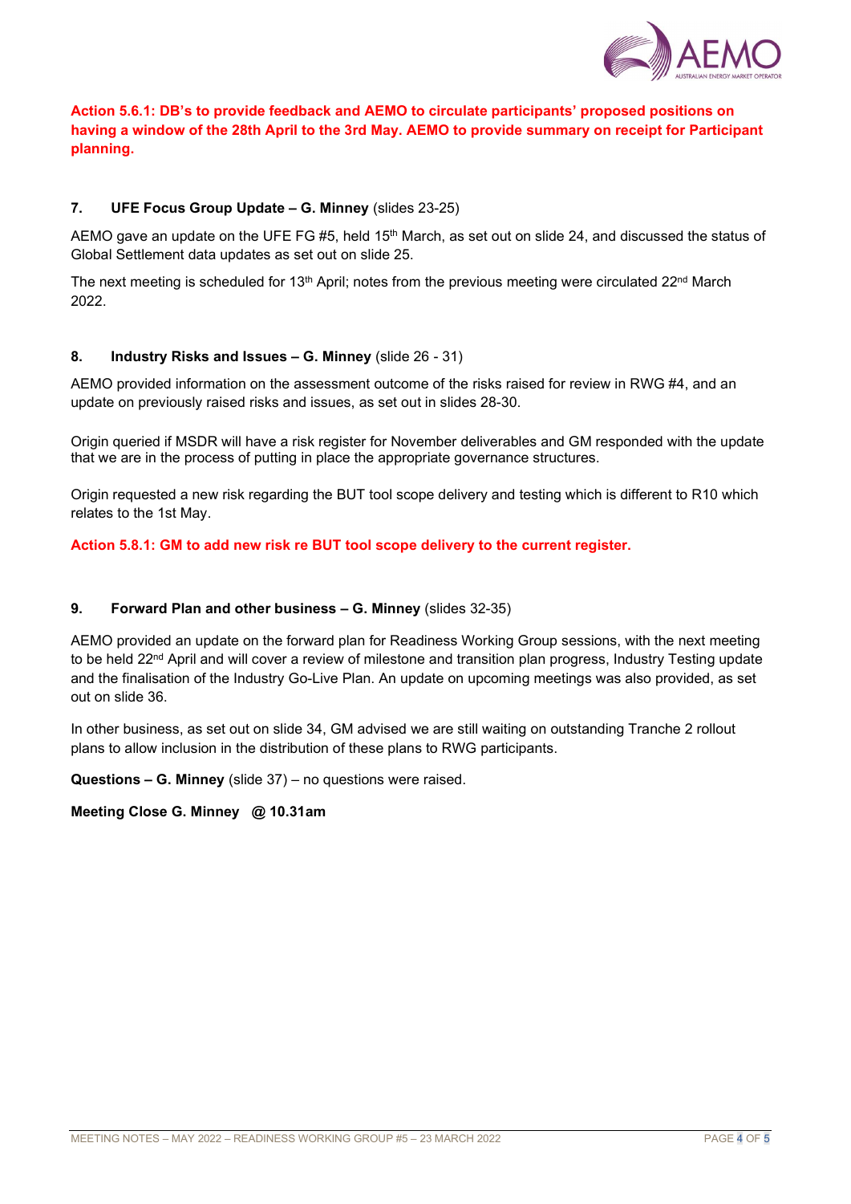**Action 5.6.1: DB's to provide feedback and AEMO to circulate participants' proposed positions on having a window of the 28th April to the 3rd May. AEMO to provide summary on receipt for Participant planning.**

### 7. UFE Focus Group Update – G. Minney (slides 23-25)

AEMO gave an update on the UFE FG #5, held 15th March, as set out on slide 24, and discussed the status of Global Settlement data updates as set out on slide 25.

The next meeting is scheduled for 13th April; notes from the previous meeting were circulated 22nd March 2022.

### 8. Industry Risks and Issues – G. Minney (slide 26 - 31)

AEMO provided information on the assessment outcome of the risks raised for review in RWG #4, and an update on previously raised risks and issues, as set out in slides 28-30.

Origin queried if MSDR will have a risk register for November deliverables and GM responded with the update that we are in the process of putting in place the appropriate governance structures.

Origin requested a new risk regarding the BUT tool scope delivery and testing which is different to R10 which relates to the 1st May.

**Action 5.8.1: GM to add new risk re BUT tool scope delivery to the current register.**

### 9. Forward Plan and other business – G. Minney (slides 32-35)

AEMO provided an update on the forward plan for Readiness Working Group sessions, with the next meeting to be held 22nd April and will cover a review of milestone and transition plan progress, Industry Testing update and the finalisation of the Industry Go-Live Plan. An update on upcoming meetings was also provided, as set out on slide 36.

In other business, as set out on slide 34, GM advised we are still waiting on outstanding Tranche 2 rollout plans to allow inclusion in the distribution of these plans to RWG participants.

**Questions – G. Minney** (slide 37) – no questions were raised.

**Meeting Close G. Minney @ 10.31am**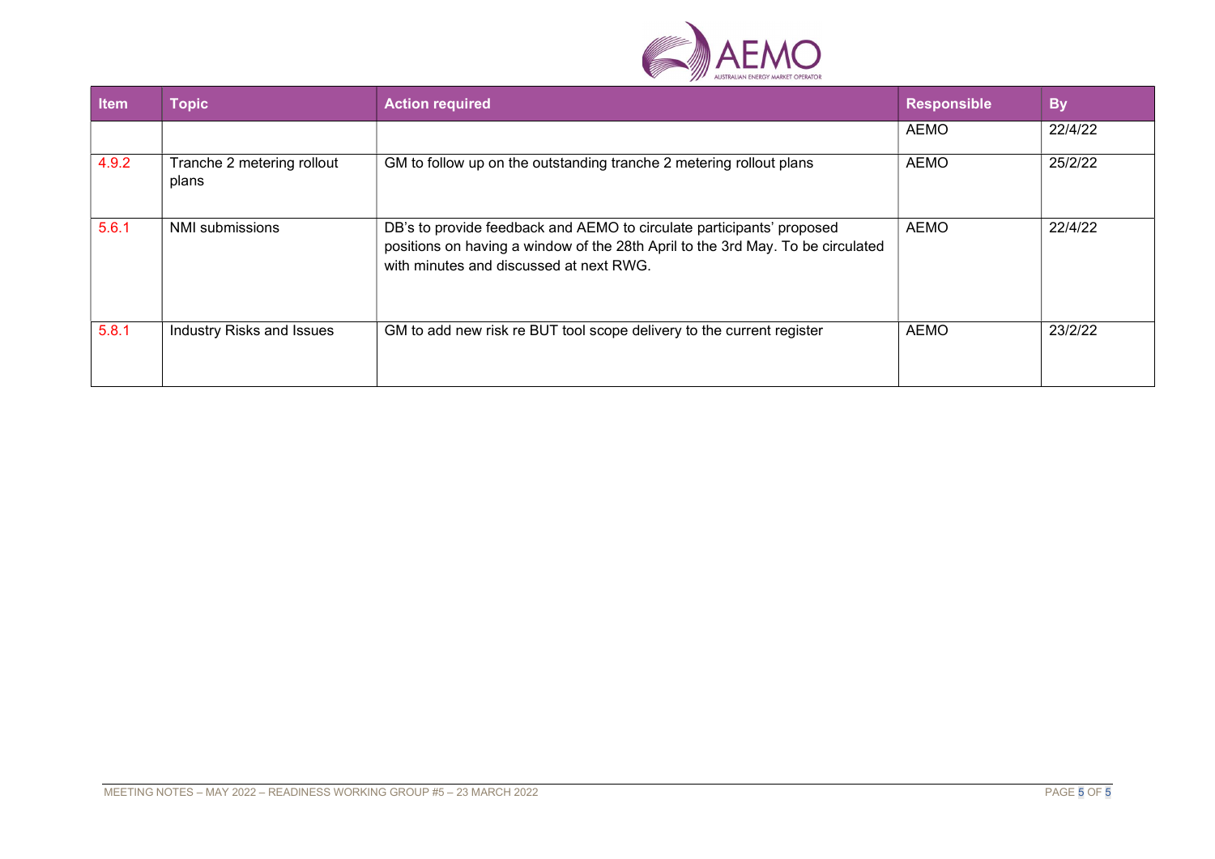| Item | Topic | Action required | Responsible | By |
|---|---|---|---|---|
| | | | AEMO | 22/4/22 |
| 4.9.2 | Tranche 2 metering rollout plans | GM to follow up on the outstanding tranche 2 metering rollout plans | AEMO | 25/2/22 |
| 5.6.1 | NMI submissions | DB's to provide feedback and AEMO to circulate participants' proposed positions on having a window of the 28th April to the 3rd May. To be circulated with minutes and discussed at next RWG. | AEMO | 22/4/22 |
| 5.8.1 | Industry Risks and Issues | GM to add new risk re BUT tool scope delivery to the current register | AEMO | 23/2/22 |